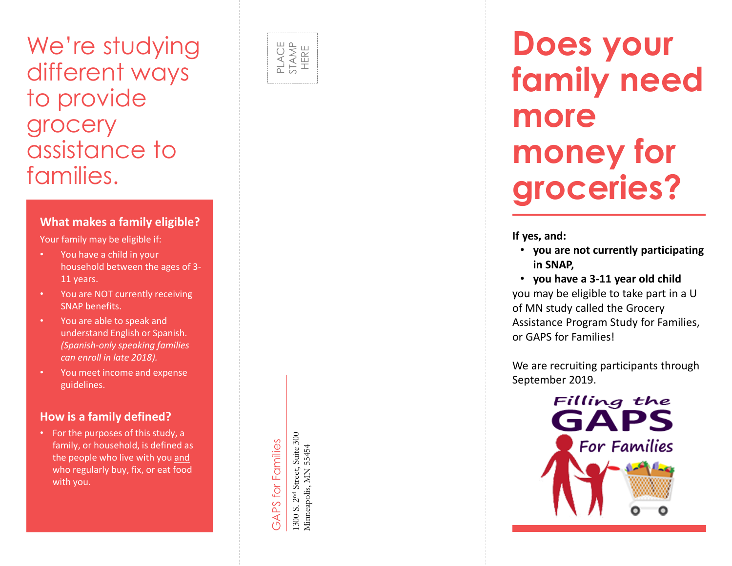# We're studying different ways to provide grocery assistance to families.

### What makes a family eligible?

Your family may be eligible if:

- You have a child in your household between the ages of 3-11 years.
- You are NOT currently receiving SNAP benefits.
- You are able to speak and understand English or Spanish. *(Spanish-only speaking families can enroll in late 2018).*
- You meet income and expense guidelines.

### How is a family defined?

- For the purposes of this study, a family, or household, is defined as the people who live with you and who regularly buy, fix, or eat food with you.

PLACE STAMP HERE

GAPS for Families

1300 S. 2nd Street, Suite 300
Minneapolis, MN 55454

# Does your family need more money for groceries?

**If yes, and:**

- **you are not currently participating in SNAP,**
- **you have a 3-11 year old child**

you may be eligible to take part in a U of MN study called the Grocery Assistance Program Study for Families, or GAPS for Families!

We are recruiting participants through September 2019.

Filling the GAPS For Families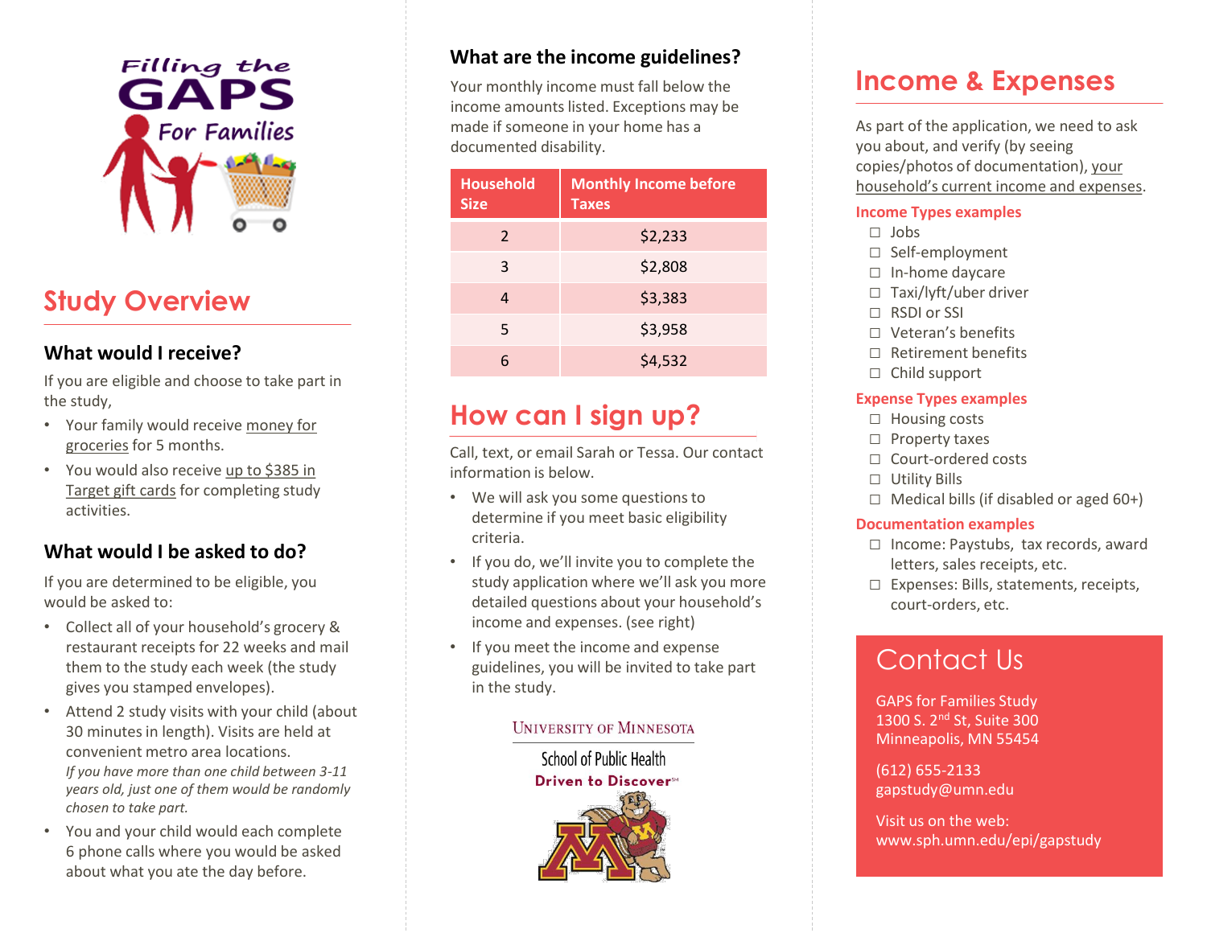Filling the GAPS For Families

## Study Overview

### What would I receive?

If you are eligible and choose to take part in the study,

- Your family would receive money for groceries for 5 months.
- You would also receive up to $385 in Target gift cards for completing study activities.

### What would I be asked to do?

If you are determined to be eligible, you would be asked to:

- Collect all of your household's grocery & restaurant receipts for 22 weeks and mail them to the study each week (the study gives you stamped envelopes).
- Attend 2 study visits with your child (about 30 minutes in length). Visits are held at convenient metro area locations.
  *If you have more than one child between 3-11 years old, just one of them would be randomly chosen to take part.*
- You and your child would each complete 6 phone calls where you would be asked about what you ate the day before.

### What are the income guidelines?

Your monthly income must fall below the income amounts listed. Exceptions may be made if someone in your home has a documented disability.

| Household Size | Monthly Income before Taxes |
|---|---|
| 2 | $2,233 |
| 3 | $2,808 |
| 4 | $3,383 |
| 5 | $3,958 |
| 6 | $4,532 |

## How can I sign up?

Call, text, or email Sarah or Tessa. Our contact information is below.

- We will ask you some questions to determine if you meet basic eligibility criteria.
- If you do, we'll invite you to complete the study application where we'll ask you more detailed questions about your household's income and expenses. (see right)
- If you meet the income and expense guidelines, you will be invited to take part in the study.

University of Minnesota
School of Public Health
Driven to Discover℠

## Income & Expenses

As part of the application, we need to ask you about, and verify (by seeing copies/photos of documentation), your household's current income and expenses.

**Income Types examples**

- ☐ Jobs
- ☐ Self-employment
- ☐ In-home daycare
- ☐ Taxi/lyft/uber driver
- ☐ RSDI or SSI
- ☐ Veteran's benefits
- ☐ Retirement benefits
- ☐ Child support

**Expense Types examples**

- ☐ Housing costs
- ☐ Property taxes
- ☐ Court-ordered costs
- ☐ Utility Bills
- ☐ Medical bills (if disabled or aged 60+)

**Documentation examples**

- ☐ Income: Paystubs, tax records, award letters, sales receipts, etc.
- ☐ Expenses: Bills, statements, receipts, court-orders, etc.

## Contact Us

GAPS for Families Study
1300 S. 2nd St, Suite 300
Minneapolis, MN 55454

(612) 655-2133
gapstudy@umn.edu

Visit us on the web:
www.sph.umn.edu/epi/gapstudy